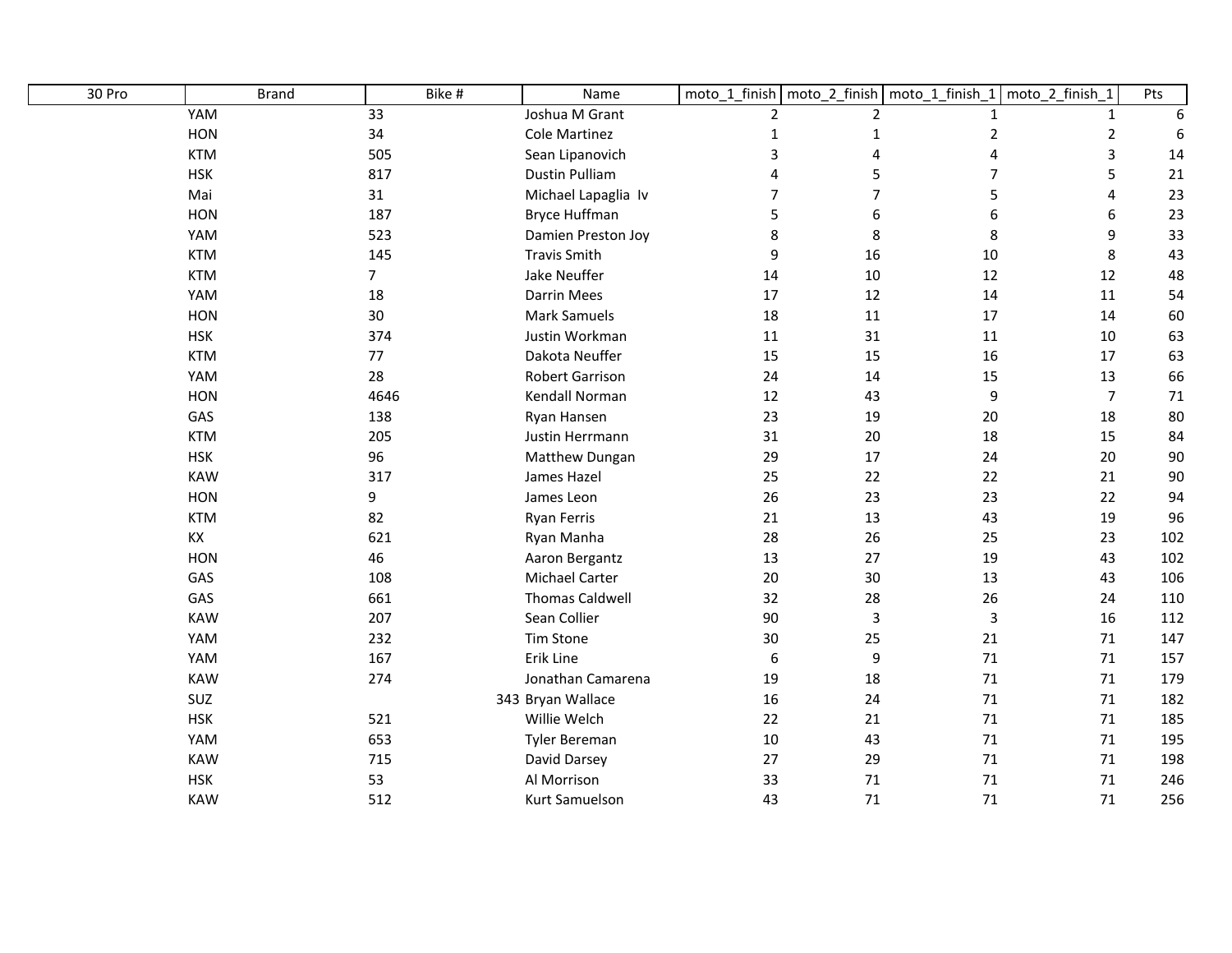| 30 Pro | Brand | Bike # | Name | moto_1_finish | moto_2_finish | moto_1_finish_1 | moto_2_finish_1 | Pts |
|---|---|---|---|---|---|---|---|---|
| | YAM | 33 | Joshua M Grant | 2 | 2 | 1 | 1 | 6 |
| | HON | 34 | Cole Martinez | 1 | 1 | 2 | 2 | 6 |
| | KTM | 505 | Sean Lipanovich | 3 | 4 | 4 | 3 | 14 |
| | HSK | 817 | Dustin Pulliam | 4 | 5 | 7 | 5 | 21 |
| | Mai | 31 | Michael Lapaglia Iv | 7 | 7 | 5 | 4 | 23 |
| | HON | 187 | Bryce Huffman | 5 | 6 | 6 | 6 | 23 |
| | YAM | 523 | Damien Preston Joy | 8 | 8 | 8 | 9 | 33 |
| | KTM | 145 | Travis Smith | 9 | 16 | 10 | 8 | 43 |
| | KTM | 7 | Jake Neuffer | 14 | 10 | 12 | 12 | 48 |
| | YAM | 18 | Darrin Mees | 17 | 12 | 14 | 11 | 54 |
| | HON | 30 | Mark Samuels | 18 | 11 | 17 | 14 | 60 |
| | HSK | 374 | Justin Workman | 11 | 31 | 11 | 10 | 63 |
| | KTM | 77 | Dakota Neuffer | 15 | 15 | 16 | 17 | 63 |
| | YAM | 28 | Robert Garrison | 24 | 14 | 15 | 13 | 66 |
| | HON | 4646 | Kendall Norman | 12 | 43 | 9 | 7 | 71 |
| | GAS | 138 | Ryan Hansen | 23 | 19 | 20 | 18 | 80 |
| | KTM | 205 | Justin Herrmann | 31 | 20 | 18 | 15 | 84 |
| | HSK | 96 | Matthew Dungan | 29 | 17 | 24 | 20 | 90 |
| | KAW | 317 | James Hazel | 25 | 22 | 22 | 21 | 90 |
| | HON | 9 | James Leon | 26 | 23 | 23 | 22 | 94 |
| | KTM | 82 | Ryan Ferris | 21 | 13 | 43 | 19 | 96 |
| | KX | 621 | Ryan Manha | 28 | 26 | 25 | 23 | 102 |
| | HON | 46 | Aaron Bergantz | 13 | 27 | 19 | 43 | 102 |
| | GAS | 108 | Michael Carter | 20 | 30 | 13 | 43 | 106 |
| | GAS | 661 | Thomas Caldwell | 32 | 28 | 26 | 24 | 110 |
| | KAW | 207 | Sean Collier | 90 | 3 | 3 | 16 | 112 |
| | YAM | 232 | Tim Stone | 30 | 25 | 21 | 71 | 147 |
| | YAM | 167 | Erik Line | 6 | 9 | 71 | 71 | 157 |
| | KAW | 274 | Jonathan Camarena | 19 | 18 | 71 | 71 | 179 |
| | SUZ | 343 | Bryan Wallace | 16 | 24 | 71 | 71 | 182 |
| | HSK | 521 | Willie Welch | 22 | 21 | 71 | 71 | 185 |
| | YAM | 653 | Tyler Bereman | 10 | 43 | 71 | 71 | 195 |
| | KAW | 715 | David Darsey | 27 | 29 | 71 | 71 | 198 |
| | HSK | 53 | Al Morrison | 33 | 71 | 71 | 71 | 246 |
| | KAW | 512 | Kurt Samuelson | 43 | 71 | 71 | 71 | 256 |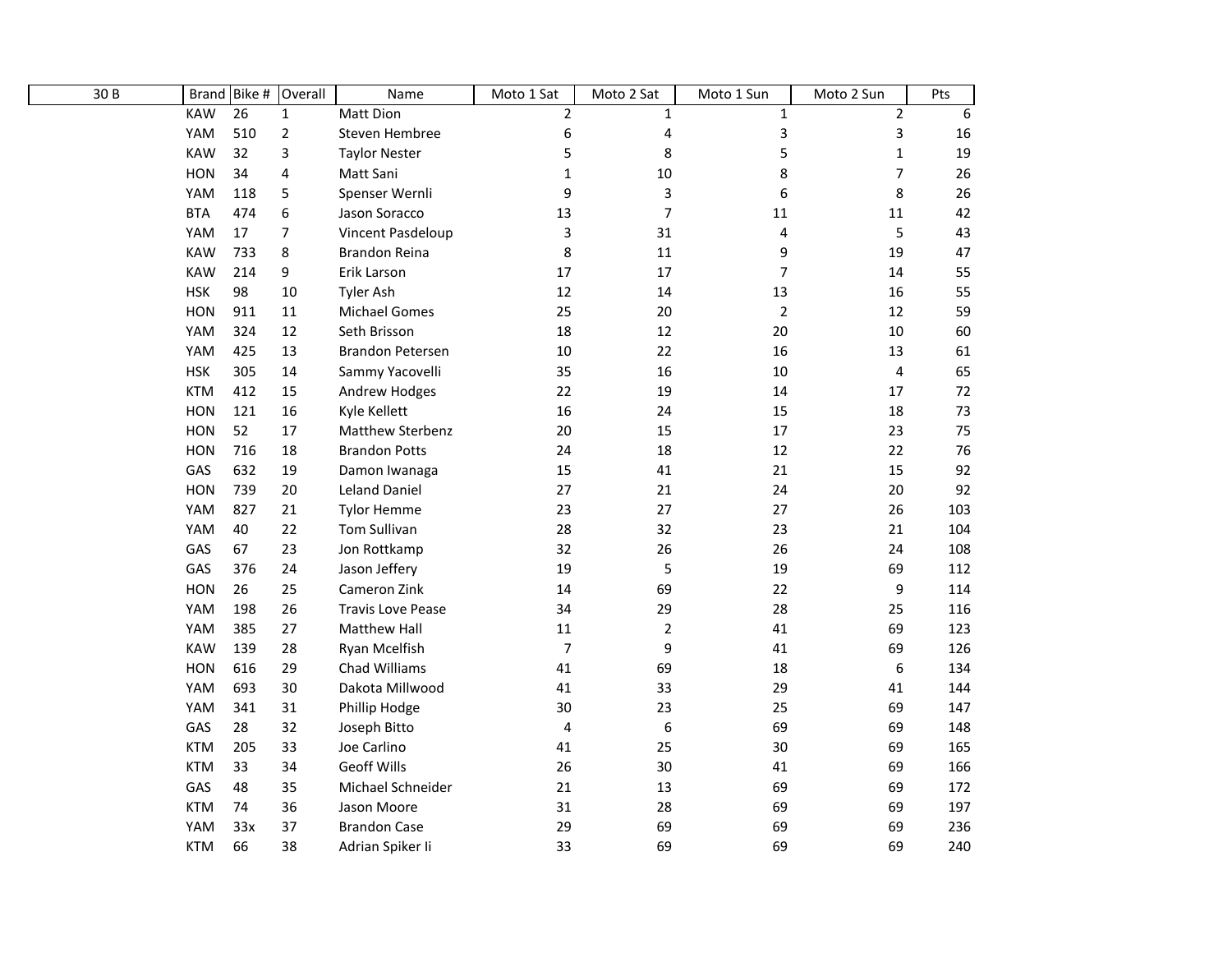| 30 B | Brand | Bike # | Overall | Name | Moto 1 Sat | Moto 2 Sat | Moto 1 Sun | Moto 2 Sun | Pts |
|---|---|---|---|---|---|---|---|---|---|
| | KAW | 26 | 1 | Matt Dion | 2 | 1 | 1 | 2 | 6 |
| | YAM | 510 | 2 | Steven Hembree | 6 | 4 | 3 | 3 | 16 |
| | KAW | 32 | 3 | Taylor Nester | 5 | 8 | 5 | 1 | 19 |
| | HON | 34 | 4 | Matt Sani | 1 | 10 | 8 | 7 | 26 |
| | YAM | 118 | 5 | Spenser Wernli | 9 | 3 | 6 | 8 | 26 |
| | BTA | 474 | 6 | Jason Soracco | 13 | 7 | 11 | 11 | 42 |
| | YAM | 17 | 7 | Vincent Pasdeloup | 3 | 31 | 4 | 5 | 43 |
| | KAW | 733 | 8 | Brandon Reina | 8 | 11 | 9 | 19 | 47 |
| | KAW | 214 | 9 | Erik Larson | 17 | 17 | 7 | 14 | 55 |
| | HSK | 98 | 10 | Tyler Ash | 12 | 14 | 13 | 16 | 55 |
| | HON | 911 | 11 | Michael Gomes | 25 | 20 | 2 | 12 | 59 |
| | YAM | 324 | 12 | Seth Brisson | 18 | 12 | 20 | 10 | 60 |
| | YAM | 425 | 13 | Brandon Petersen | 10 | 22 | 16 | 13 | 61 |
| | HSK | 305 | 14 | Sammy Yacovelli | 35 | 16 | 10 | 4 | 65 |
| | KTM | 412 | 15 | Andrew Hodges | 22 | 19 | 14 | 17 | 72 |
| | HON | 121 | 16 | Kyle Kellett | 16 | 24 | 15 | 18 | 73 |
| | HON | 52 | 17 | Matthew Sterbenz | 20 | 15 | 17 | 23 | 75 |
| | HON | 716 | 18 | Brandon Potts | 24 | 18 | 12 | 22 | 76 |
| | GAS | 632 | 19 | Damon Iwanaga | 15 | 41 | 21 | 15 | 92 |
| | HON | 739 | 20 | Leland Daniel | 27 | 21 | 24 | 20 | 92 |
| | YAM | 827 | 21 | Tylor Hemme | 23 | 27 | 27 | 26 | 103 |
| | YAM | 40 | 22 | Tom Sullivan | 28 | 32 | 23 | 21 | 104 |
| | GAS | 67 | 23 | Jon Rottkamp | 32 | 26 | 26 | 24 | 108 |
| | GAS | 376 | 24 | Jason Jeffery | 19 | 5 | 19 | 69 | 112 |
| | HON | 26 | 25 | Cameron Zink | 14 | 69 | 22 | 9 | 114 |
| | YAM | 198 | 26 | Travis Love Pease | 34 | 29 | 28 | 25 | 116 |
| | YAM | 385 | 27 | Matthew Hall | 11 | 2 | 41 | 69 | 123 |
| | KAW | 139 | 28 | Ryan Mcelfish | 7 | 9 | 41 | 69 | 126 |
| | HON | 616 | 29 | Chad Williams | 41 | 69 | 18 | 6 | 134 |
| | YAM | 693 | 30 | Dakota Millwood | 41 | 33 | 29 | 41 | 144 |
| | YAM | 341 | 31 | Phillip Hodge | 30 | 23 | 25 | 69 | 147 |
| | GAS | 28 | 32 | Joseph Bitto | 4 | 6 | 69 | 69 | 148 |
| | KTM | 205 | 33 | Joe Carlino | 41 | 25 | 30 | 69 | 165 |
| | KTM | 33 | 34 | Geoff Wills | 26 | 30 | 41 | 69 | 166 |
| | GAS | 48 | 35 | Michael Schneider | 21 | 13 | 69 | 69 | 172 |
| | KTM | 74 | 36 | Jason Moore | 31 | 28 | 69 | 69 | 197 |
| | YAM | 33x | 37 | Brandon Case | 29 | 69 | 69 | 69 | 236 |
| | KTM | 66 | 38 | Adrian Spiker Ii | 33 | 69 | 69 | 69 | 240 |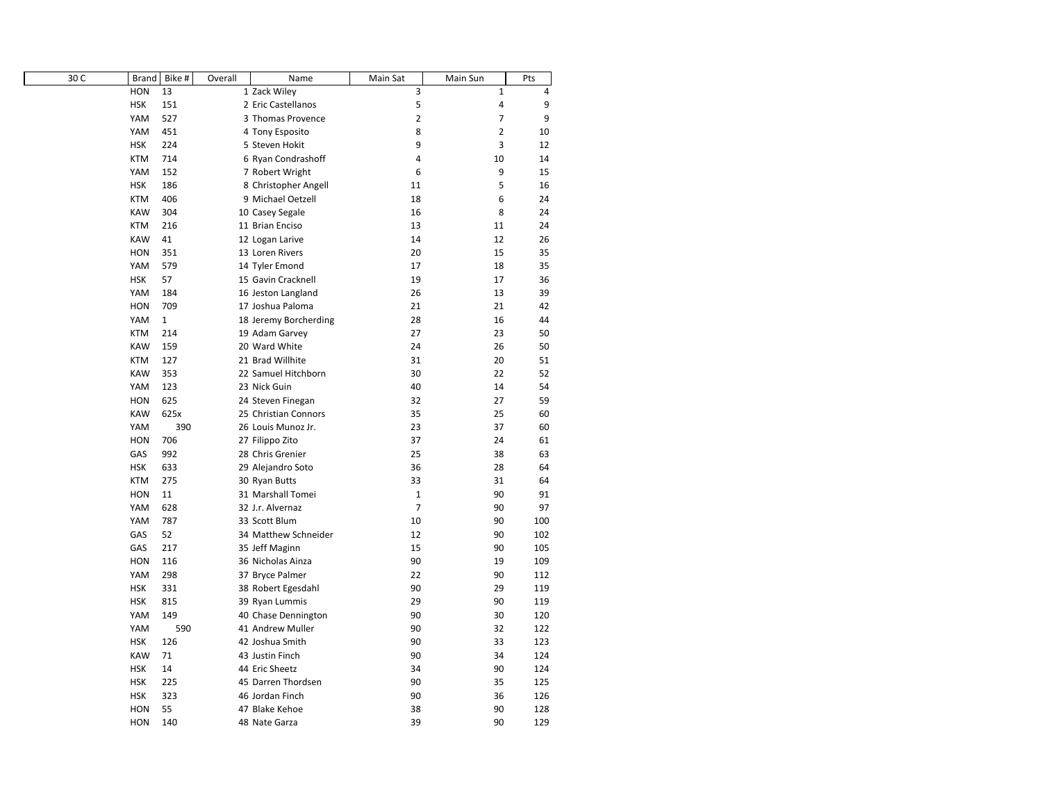| 30 C | Brand | Bike # | Overall | Name | Main Sat | Main Sun | Pts |
|---|---|---|---|---|---|---|---|
| | HON | 13 | 1 | Zack Wiley | 3 | 1 | 4 |
| | HSK | 151 | 2 | Eric Castellanos | 5 | 4 | 9 |
| | YAM | 527 | 3 | Thomas Provence | 2 | 7 | 9 |
| | YAM | 451 | 4 | Tony Esposito | 8 | 2 | 10 |
| | HSK | 224 | 5 | Steven Hokit | 9 | 3 | 12 |
| | KTM | 714 | 6 | Ryan Condrashoff | 4 | 10 | 14 |
| | YAM | 152 | 7 | Robert Wright | 6 | 9 | 15 |
| | HSK | 186 | 8 | Christopher Angell | 11 | 5 | 16 |
| | KTM | 406 | 9 | Michael Oetzell | 18 | 6 | 24 |
| | KAW | 304 | 10 | Casey Segale | 16 | 8 | 24 |
| | KTM | 216 | 11 | Brian Enciso | 13 | 11 | 24 |
| | KAW | 41 | 12 | Logan Larive | 14 | 12 | 26 |
| | HON | 351 | 13 | Loren Rivers | 20 | 15 | 35 |
| | YAM | 579 | 14 | Tyler Emond | 17 | 18 | 35 |
| | HSK | 57 | 15 | Gavin Cracknell | 19 | 17 | 36 |
| | YAM | 184 | 16 | Jeston Langland | 26 | 13 | 39 |
| | HON | 709 | 17 | Joshua Paloma | 21 | 21 | 42 |
| | YAM | 1 | 18 | Jeremy Borcherding | 28 | 16 | 44 |
| | KTM | 214 | 19 | Adam Garvey | 27 | 23 | 50 |
| | KAW | 159 | 20 | Ward White | 24 | 26 | 50 |
| | KTM | 127 | 21 | Brad Willhite | 31 | 20 | 51 |
| | KAW | 353 | 22 | Samuel Hitchborn | 30 | 22 | 52 |
| | YAM | 123 | 23 | Nick Guin | 40 | 14 | 54 |
| | HON | 625 | 24 | Steven Finegan | 32 | 27 | 59 |
| | KAW | 625x | 25 | Christian Connors | 35 | 25 | 60 |
| | YAM | 390 | 26 | Louis Munoz Jr. | 23 | 37 | 60 |
| | HON | 706 | 27 | Filippo Zito | 37 | 24 | 61 |
| | GAS | 992 | 28 | Chris Grenier | 25 | 38 | 63 |
| | HSK | 633 | 29 | Alejandro Soto | 36 | 28 | 64 |
| | KTM | 275 | 30 | Ryan Butts | 33 | 31 | 64 |
| | HON | 11 | 31 | Marshall Tomei | 1 | 90 | 91 |
| | YAM | 628 | 32 | J.r. Alvernaz | 7 | 90 | 97 |
| | YAM | 787 | 33 | Scott Blum | 10 | 90 | 100 |
| | GAS | 52 | 34 | Matthew Schneider | 12 | 90 | 102 |
| | GAS | 217 | 35 | Jeff Maginn | 15 | 90 | 105 |
| | HON | 116 | 36 | Nicholas Ainza | 90 | 19 | 109 |
| | YAM | 298 | 37 | Bryce Palmer | 22 | 90 | 112 |
| | HSK | 331 | 38 | Robert Egesdahl | 90 | 29 | 119 |
| | HSK | 815 | 39 | Ryan Lummis | 29 | 90 | 119 |
| | YAM | 149 | 40 | Chase Dennington | 90 | 30 | 120 |
| | YAM | 590 | 41 | Andrew Muller | 90 | 32 | 122 |
| | HSK | 126 | 42 | Joshua Smith | 90 | 33 | 123 |
| | KAW | 71 | 43 | Justin Finch | 90 | 34 | 124 |
| | HSK | 14 | 44 | Eric Sheetz | 34 | 90 | 124 |
| | HSK | 225 | 45 | Darren Thordsen | 90 | 35 | 125 |
| | HSK | 323 | 46 | Jordan Finch | 90 | 36 | 126 |
| | HON | 55 | 47 | Blake Kehoe | 38 | 90 | 128 |
| | HON | 140 | 48 | Nate Garza | 39 | 90 | 129 |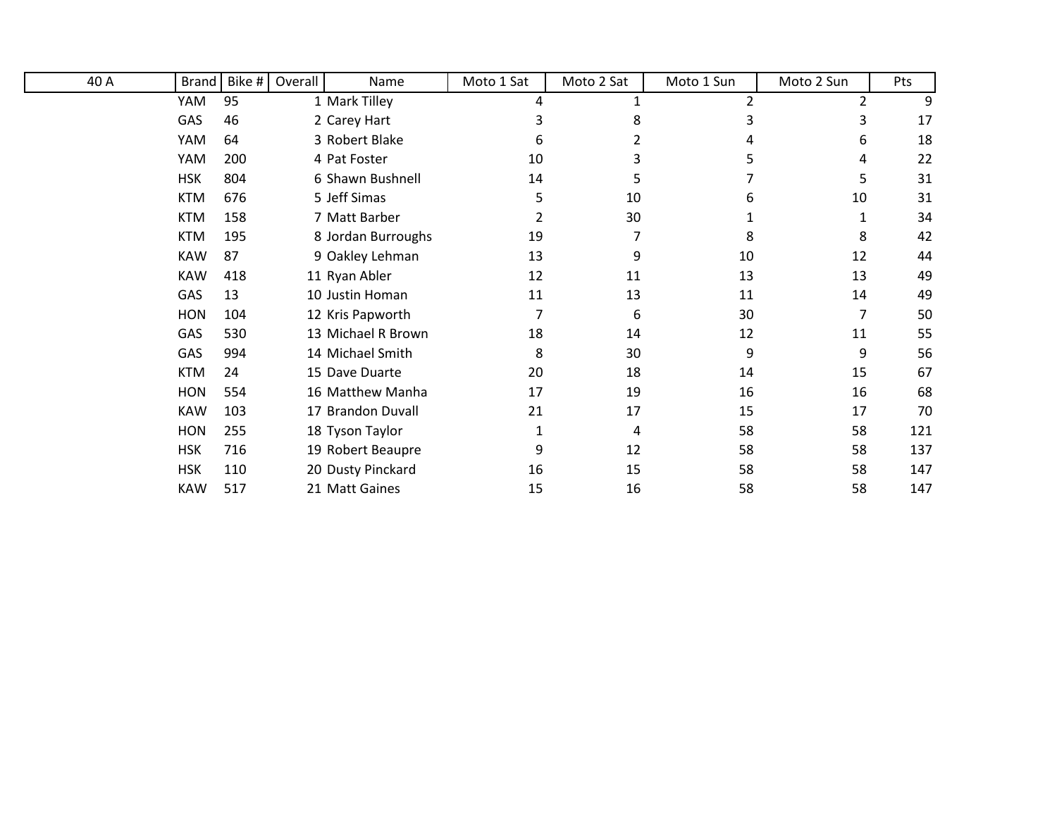| 40 A | Brand | Bike # | Overall | Name | Moto 1 Sat | Moto 2 Sat | Moto 1 Sun | Moto 2 Sun | Pts |
|---|---|---|---|---|---|---|---|---|---|
| | YAM | 95 | 1 | Mark Tilley | 4 | 1 | 2 | 2 | 9 |
| | GAS | 46 | 2 | Carey Hart | 3 | 8 | 3 | 3 | 17 |
| | YAM | 64 | 3 | Robert Blake | 6 | 2 | 4 | 6 | 18 |
| | YAM | 200 | 4 | Pat Foster | 10 | 3 | 5 | 4 | 22 |
| | HSK | 804 | 6 | Shawn Bushnell | 14 | 5 | 7 | 5 | 31 |
| | KTM | 676 | 5 | Jeff Simas | 5 | 10 | 6 | 10 | 31 |
| | KTM | 158 | 7 | Matt Barber | 2 | 30 | 1 | 1 | 34 |
| | KTM | 195 | 8 | Jordan Burroughs | 19 | 7 | 8 | 8 | 42 |
| | KAW | 87 | 9 | Oakley Lehman | 13 | 9 | 10 | 12 | 44 |
| | KAW | 418 | 11 | Ryan Abler | 12 | 11 | 13 | 13 | 49 |
| | GAS | 13 | 10 | Justin Homan | 11 | 13 | 11 | 14 | 49 |
| | HON | 104 | 12 | Kris Papworth | 7 | 6 | 30 | 7 | 50 |
| | GAS | 530 | 13 | Michael R Brown | 18 | 14 | 12 | 11 | 55 |
| | GAS | 994 | 14 | Michael Smith | 8 | 30 | 9 | 9 | 56 |
| | KTM | 24 | 15 | Dave Duarte | 20 | 18 | 14 | 15 | 67 |
| | HON | 554 | 16 | Matthew Manha | 17 | 19 | 16 | 16 | 68 |
| | KAW | 103 | 17 | Brandon Duvall | 21 | 17 | 15 | 17 | 70 |
| | HON | 255 | 18 | Tyson Taylor | 1 | 4 | 58 | 58 | 121 |
| | HSK | 716 | 19 | Robert Beaupre | 9 | 12 | 58 | 58 | 137 |
| | HSK | 110 | 20 | Dusty Pinckard | 16 | 15 | 58 | 58 | 147 |
| | KAW | 517 | 21 | Matt Gaines | 15 | 16 | 58 | 58 | 147 |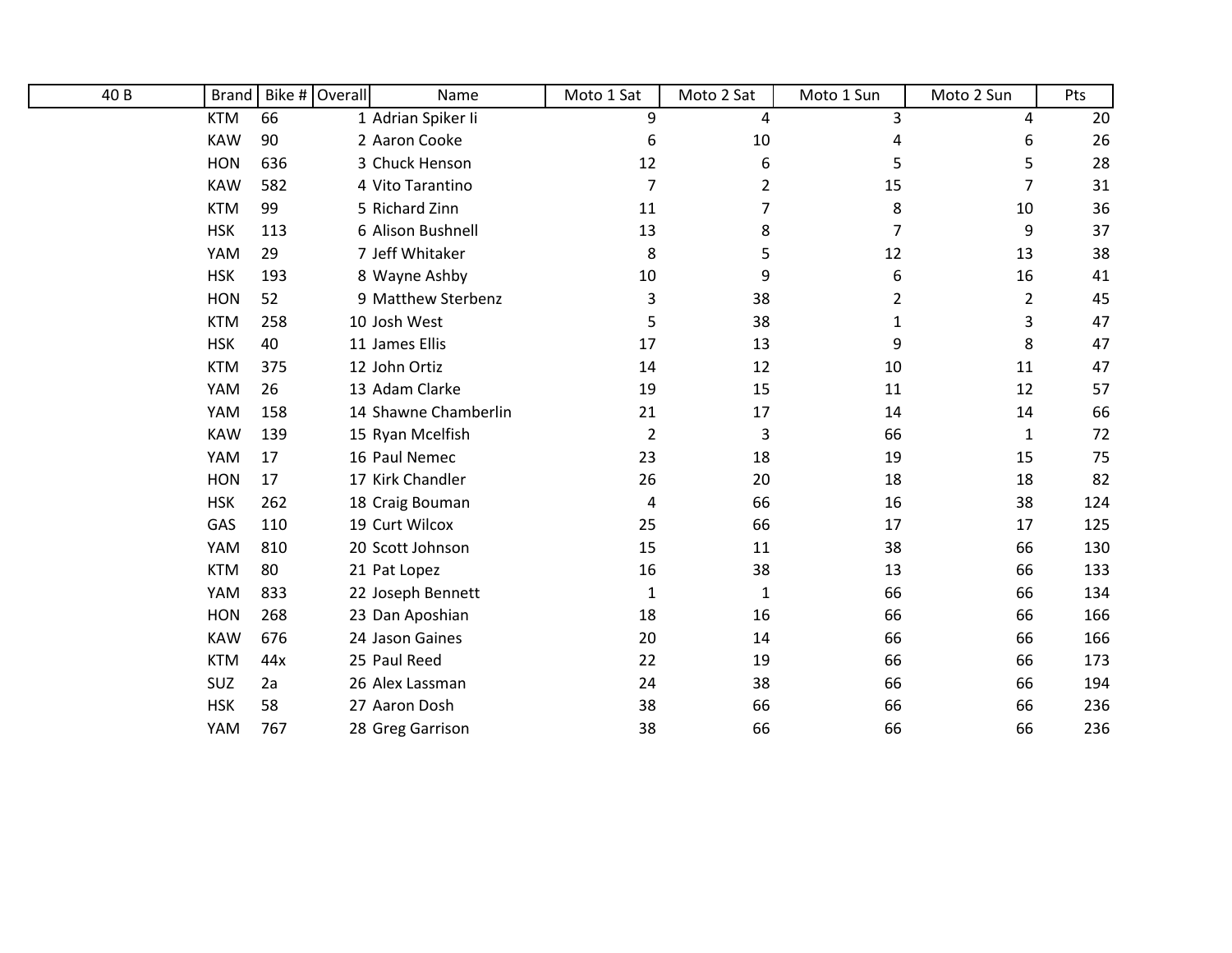| 40 B | Brand | Bike # | Overall | Name | Moto 1 Sat | Moto 2 Sat | Moto 1 Sun | Moto 2 Sun | Pts |
|---|---|---|---|---|---|---|---|---|---|
| | KTM | 66 | 1 | Adrian Spiker Ii | 9 | 4 | 3 | 4 | 20 |
| | KAW | 90 | 2 | Aaron Cooke | 6 | 10 | 4 | 6 | 26 |
| | HON | 636 | 3 | Chuck Henson | 12 | 6 | 5 | 5 | 28 |
| | KAW | 582 | 4 | Vito Tarantino | 7 | 2 | 15 | 7 | 31 |
| | KTM | 99 | 5 | Richard Zinn | 11 | 7 | 8 | 10 | 36 |
| | HSK | 113 | 6 | Alison Bushnell | 13 | 8 | 7 | 9 | 37 |
| | YAM | 29 | 7 | Jeff Whitaker | 8 | 5 | 12 | 13 | 38 |
| | HSK | 193 | 8 | Wayne Ashby | 10 | 9 | 6 | 16 | 41 |
| | HON | 52 | 9 | Matthew Sterbenz | 3 | 38 | 2 | 2 | 45 |
| | KTM | 258 | 10 | Josh West | 5 | 38 | 1 | 3 | 47 |
| | HSK | 40 | 11 | James Ellis | 17 | 13 | 9 | 8 | 47 |
| | KTM | 375 | 12 | John Ortiz | 14 | 12 | 10 | 11 | 47 |
| | YAM | 26 | 13 | Adam Clarke | 19 | 15 | 11 | 12 | 57 |
| | YAM | 158 | 14 | Shawne Chamberlin | 21 | 17 | 14 | 14 | 66 |
| | KAW | 139 | 15 | Ryan Mcelfish | 2 | 3 | 66 | 1 | 72 |
| | YAM | 17 | 16 | Paul Nemec | 23 | 18 | 19 | 15 | 75 |
| | HON | 17 | 17 | Kirk Chandler | 26 | 20 | 18 | 18 | 82 |
| | HSK | 262 | 18 | Craig Bouman | 4 | 66 | 16 | 38 | 124 |
| | GAS | 110 | 19 | Curt Wilcox | 25 | 66 | 17 | 17 | 125 |
| | YAM | 810 | 20 | Scott Johnson | 15 | 11 | 38 | 66 | 130 |
| | KTM | 80 | 21 | Pat Lopez | 16 | 38 | 13 | 66 | 133 |
| | YAM | 833 | 22 | Joseph Bennett | 1 | 1 | 66 | 66 | 134 |
| | HON | 268 | 23 | Dan Aposhian | 18 | 16 | 66 | 66 | 166 |
| | KAW | 676 | 24 | Jason Gaines | 20 | 14 | 66 | 66 | 166 |
| | KTM | 44x | 25 | Paul Reed | 22 | 19 | 66 | 66 | 173 |
| | SUZ | 2a | 26 | Alex Lassman | 24 | 38 | 66 | 66 | 194 |
| | HSK | 58 | 27 | Aaron Dosh | 38 | 66 | 66 | 66 | 236 |
| | YAM | 767 | 28 | Greg Garrison | 38 | 66 | 66 | 66 | 236 |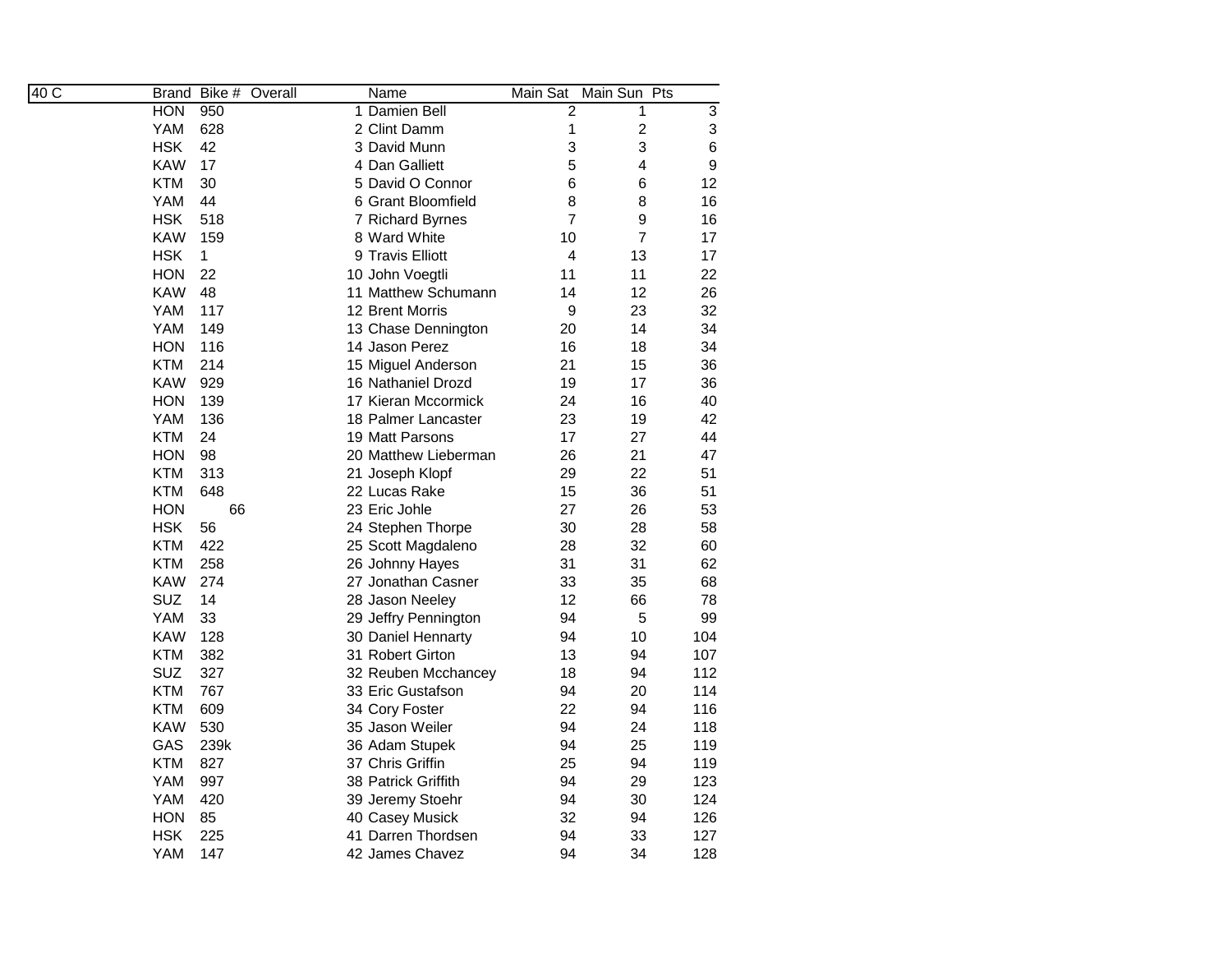| 40 C | Brand | Bike # | Overall | Name | Main Sat | Main Sun | Pts |
|---|---|---|---|---|---|---|---|
| | HON | 950 | 1 | Damien Bell | 2 | 1 | 3 |
| | YAM | 628 | 2 | Clint Damm | 1 | 2 | 3 |
| | HSK | 42 | 3 | David Munn | 3 | 3 | 6 |
| | KAW | 17 | 4 | Dan Galliett | 5 | 4 | 9 |
| | KTM | 30 | 5 | David O Connor | 6 | 6 | 12 |
| | YAM | 44 | 6 | Grant Bloomfield | 8 | 8 | 16 |
| | HSK | 518 | 7 | Richard Byrnes | 7 | 9 | 16 |
| | KAW | 159 | 8 | Ward White | 10 | 7 | 17 |
| | HSK | 1 | 9 | Travis Elliott | 4 | 13 | 17 |
| | HON | 22 | 10 | John Voegtli | 11 | 11 | 22 |
| | KAW | 48 | 11 | Matthew Schumann | 14 | 12 | 26 |
| | YAM | 117 | 12 | Brent Morris | 9 | 23 | 32 |
| | YAM | 149 | 13 | Chase Dennington | 20 | 14 | 34 |
| | HON | 116 | 14 | Jason Perez | 16 | 18 | 34 |
| | KTM | 214 | 15 | Miguel Anderson | 21 | 15 | 36 |
| | KAW | 929 | 16 | Nathaniel Drozd | 19 | 17 | 36 |
| | HON | 139 | 17 | Kieran Mccormick | 24 | 16 | 40 |
| | YAM | 136 | 18 | Palmer Lancaster | 23 | 19 | 42 |
| | KTM | 24 | 19 | Matt Parsons | 17 | 27 | 44 |
| | HON | 98 | 20 | Matthew Lieberman | 26 | 21 | 47 |
| | KTM | 313 | 21 | Joseph Klopf | 29 | 22 | 51 |
| | KTM | 648 | 22 | Lucas Rake | 15 | 36 | 51 |
| | HON | 66 | 23 | Eric Johle | 27 | 26 | 53 |
| | HSK | 56 | 24 | Stephen Thorpe | 30 | 28 | 58 |
| | KTM | 422 | 25 | Scott Magdaleno | 28 | 32 | 60 |
| | KTM | 258 | 26 | Johnny Hayes | 31 | 31 | 62 |
| | KAW | 274 | 27 | Jonathan Casner | 33 | 35 | 68 |
| | SUZ | 14 | 28 | Jason Neeley | 12 | 66 | 78 |
| | YAM | 33 | 29 | Jeffry Pennington | 94 | 5 | 99 |
| | KAW | 128 | 30 | Daniel Hennarty | 94 | 10 | 104 |
| | KTM | 382 | 31 | Robert Girton | 13 | 94 | 107 |
| | SUZ | 327 | 32 | Reuben Mcchancey | 18 | 94 | 112 |
| | KTM | 767 | 33 | Eric Gustafson | 94 | 20 | 114 |
| | KTM | 609 | 34 | Cory Foster | 22 | 94 | 116 |
| | KAW | 530 | 35 | Jason Weiler | 94 | 24 | 118 |
| | GAS | 239k | 36 | Adam Stupek | 94 | 25 | 119 |
| | KTM | 827 | 37 | Chris Griffin | 25 | 94 | 119 |
| | YAM | 997 | 38 | Patrick Griffith | 94 | 29 | 123 |
| | YAM | 420 | 39 | Jeremy Stoehr | 94 | 30 | 124 |
| | HON | 85 | 40 | Casey Musick | 32 | 94 | 126 |
| | HSK | 225 | 41 | Darren Thordsen | 94 | 33 | 127 |
| | YAM | 147 | 42 | James Chavez | 94 | 34 | 128 |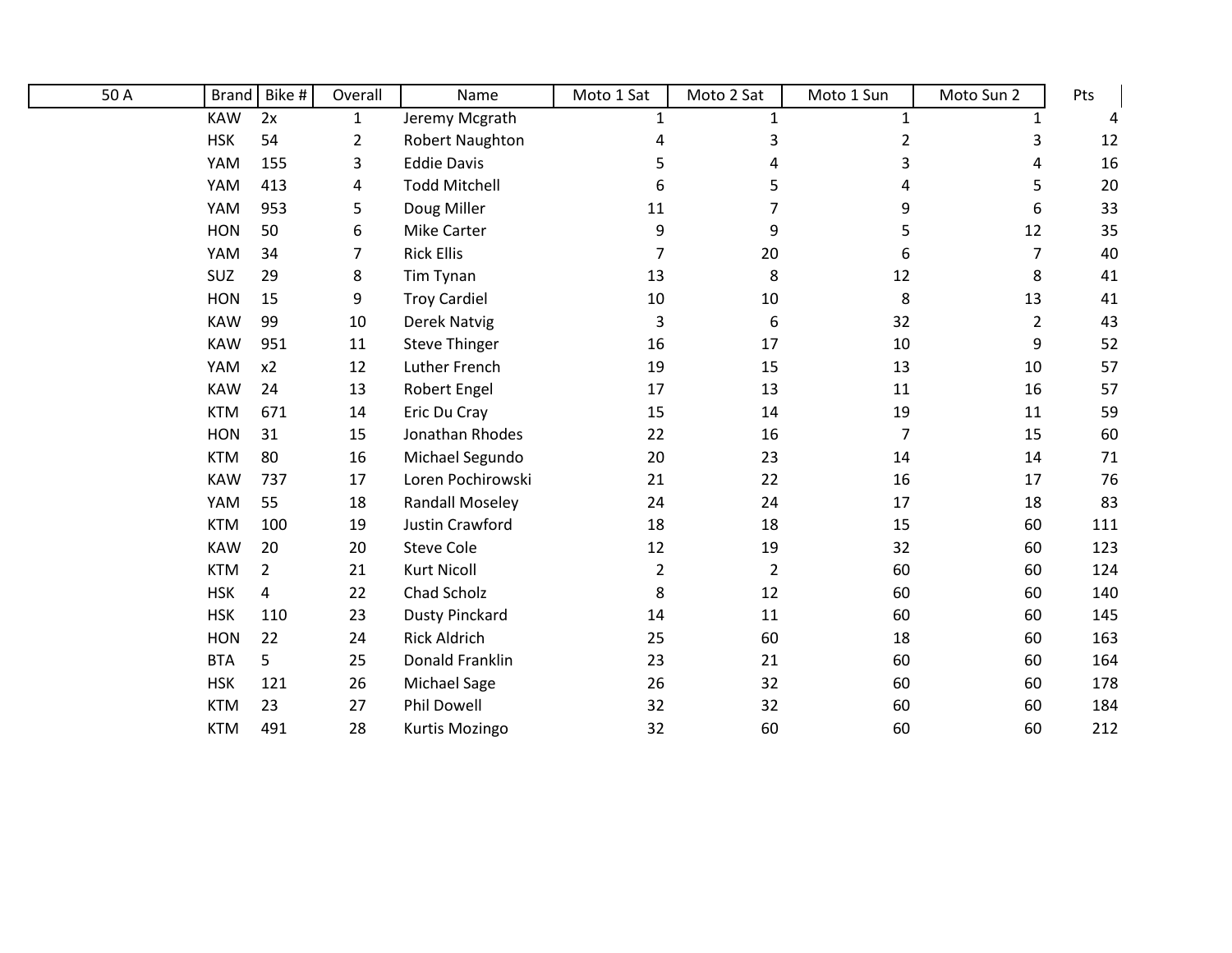| 50 A | Brand | Bike # | Overall | Name | Moto 1 Sat | Moto 2 Sat | Moto 1 Sun | Moto Sun 2 | Pts |
|---|---|---|---|---|---|---|---|---|---|
| | KAW | 2x | 1 | Jeremy Mcgrath | 1 | 1 | 1 | 1 | 4 |
| | HSK | 54 | 2 | Robert Naughton | 4 | 3 | 2 | 3 | 12 |
| | YAM | 155 | 3 | Eddie Davis | 5 | 4 | 3 | 4 | 16 |
| | YAM | 413 | 4 | Todd Mitchell | 6 | 5 | 4 | 5 | 20 |
| | YAM | 953 | 5 | Doug Miller | 11 | 7 | 9 | 6 | 33 |
| | HON | 50 | 6 | Mike Carter | 9 | 9 | 5 | 12 | 35 |
| | YAM | 34 | 7 | Rick Ellis | 7 | 20 | 6 | 7 | 40 |
| | SUZ | 29 | 8 | Tim Tynan | 13 | 8 | 12 | 8 | 41 |
| | HON | 15 | 9 | Troy Cardiel | 10 | 10 | 8 | 13 | 41 |
| | KAW | 99 | 10 | Derek Natvig | 3 | 6 | 32 | 2 | 43 |
| | KAW | 951 | 11 | Steve Thinger | 16 | 17 | 10 | 9 | 52 |
| | YAM | x2 | 12 | Luther French | 19 | 15 | 13 | 10 | 57 |
| | KAW | 24 | 13 | Robert Engel | 17 | 13 | 11 | 16 | 57 |
| | KTM | 671 | 14 | Eric Du Cray | 15 | 14 | 19 | 11 | 59 |
| | HON | 31 | 15 | Jonathan Rhodes | 22 | 16 | 7 | 15 | 60 |
| | KTM | 80 | 16 | Michael Segundo | 20 | 23 | 14 | 14 | 71 |
| | KAW | 737 | 17 | Loren Pochirowski | 21 | 22 | 16 | 17 | 76 |
| | YAM | 55 | 18 | Randall Moseley | 24 | 24 | 17 | 18 | 83 |
| | KTM | 100 | 19 | Justin Crawford | 18 | 18 | 15 | 60 | 111 |
| | KAW | 20 | 20 | Steve Cole | 12 | 19 | 32 | 60 | 123 |
| | KTM | 2 | 21 | Kurt Nicoll | 2 | 2 | 60 | 60 | 124 |
| | HSK | 4 | 22 | Chad Scholz | 8 | 12 | 60 | 60 | 140 |
| | HSK | 110 | 23 | Dusty Pinckard | 14 | 11 | 60 | 60 | 145 |
| | HON | 22 | 24 | Rick Aldrich | 25 | 60 | 18 | 60 | 163 |
| | BTA | 5 | 25 | Donald Franklin | 23 | 21 | 60 | 60 | 164 |
| | HSK | 121 | 26 | Michael Sage | 26 | 32 | 60 | 60 | 178 |
| | KTM | 23 | 27 | Phil Dowell | 32 | 32 | 60 | 60 | 184 |
| | KTM | 491 | 28 | Kurtis Mozingo | 32 | 60 | 60 | 60 | 212 |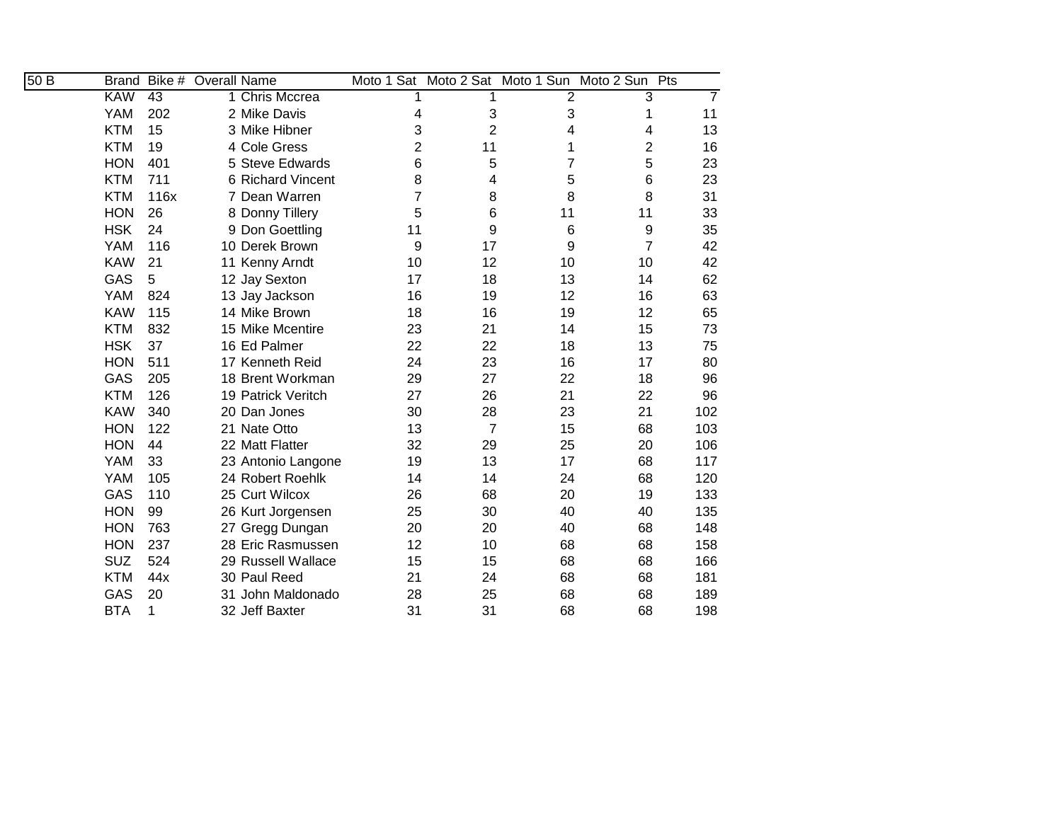| 50 B | Brand | Bike # | Overall | Name | Moto 1 Sat | Moto 2 Sat | Moto 1 Sun | Moto 2 Sun | Pts |
|---|---|---|---|---|---|---|---|---|---|
| | KAW | 43 | 1 | Chris Mccrea | 1 | 1 | 2 | 3 | 7 |
| | YAM | 202 | 2 | Mike Davis | 4 | 3 | 3 | 1 | 11 |
| | KTM | 15 | 3 | Mike Hibner | 3 | 2 | 4 | 4 | 13 |
| | KTM | 19 | 4 | Cole Gress | 2 | 11 | 1 | 2 | 16 |
| | HON | 401 | 5 | Steve Edwards | 6 | 5 | 7 | 5 | 23 |
| | KTM | 711 | 6 | Richard Vincent | 8 | 4 | 5 | 6 | 23 |
| | KTM | 116x | 7 | Dean Warren | 7 | 8 | 8 | 8 | 31 |
| | HON | 26 | 8 | Donny Tillery | 5 | 6 | 11 | 11 | 33 |
| | HSK | 24 | 9 | Don Goettling | 11 | 9 | 6 | 9 | 35 |
| | YAM | 116 | 10 | Derek Brown | 9 | 17 | 9 | 7 | 42 |
| | KAW | 21 | 11 | Kenny Arndt | 10 | 12 | 10 | 10 | 42 |
| | GAS | 5 | 12 | Jay Sexton | 17 | 18 | 13 | 14 | 62 |
| | YAM | 824 | 13 | Jay Jackson | 16 | 19 | 12 | 16 | 63 |
| | KAW | 115 | 14 | Mike Brown | 18 | 16 | 19 | 12 | 65 |
| | KTM | 832 | 15 | Mike Mcentire | 23 | 21 | 14 | 15 | 73 |
| | HSK | 37 | 16 | Ed Palmer | 22 | 22 | 18 | 13 | 75 |
| | HON | 511 | 17 | Kenneth Reid | 24 | 23 | 16 | 17 | 80 |
| | GAS | 205 | 18 | Brent Workman | 29 | 27 | 22 | 18 | 96 |
| | KTM | 126 | 19 | Patrick Veritch | 27 | 26 | 21 | 22 | 96 |
| | KAW | 340 | 20 | Dan Jones | 30 | 28 | 23 | 21 | 102 |
| | HON | 122 | 21 | Nate Otto | 13 | 7 | 15 | 68 | 103 |
| | HON | 44 | 22 | Matt Flatter | 32 | 29 | 25 | 20 | 106 |
| | YAM | 33 | 23 | Antonio Langone | 19 | 13 | 17 | 68 | 117 |
| | YAM | 105 | 24 | Robert Roehlk | 14 | 14 | 24 | 68 | 120 |
| | GAS | 110 | 25 | Curt Wilcox | 26 | 68 | 20 | 19 | 133 |
| | HON | 99 | 26 | Kurt Jorgensen | 25 | 30 | 40 | 40 | 135 |
| | HON | 763 | 27 | Gregg Dungan | 20 | 20 | 40 | 68 | 148 |
| | HON | 237 | 28 | Eric Rasmussen | 12 | 10 | 68 | 68 | 158 |
| | SUZ | 524 | 29 | Russell Wallace | 15 | 15 | 68 | 68 | 166 |
| | KTM | 44x | 30 | Paul Reed | 21 | 24 | 68 | 68 | 181 |
| | GAS | 20 | 31 | John Maldonado | 28 | 25 | 68 | 68 | 189 |
| | BTA | 1 | 32 | Jeff Baxter | 31 | 31 | 68 | 68 | 198 |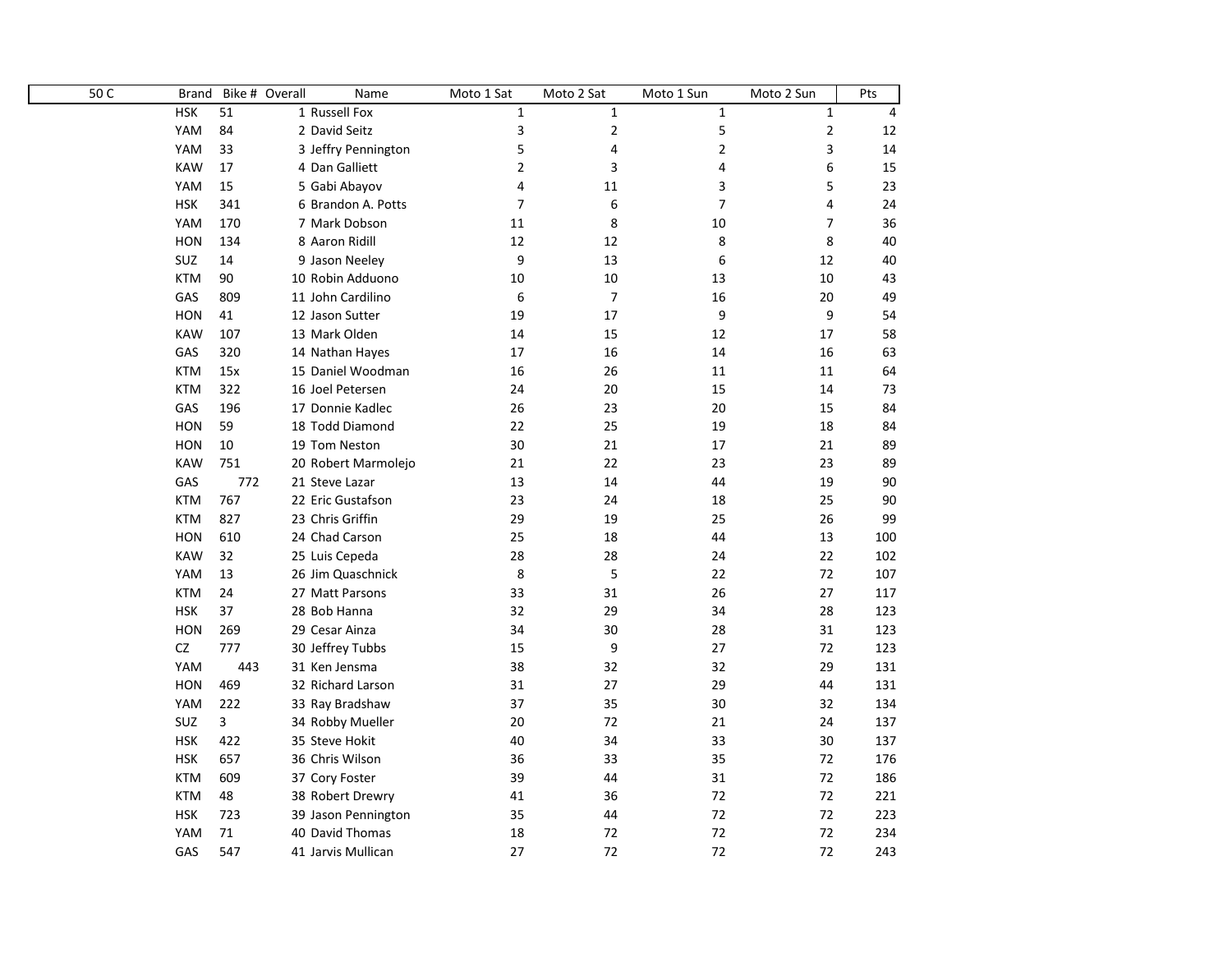| 50 C | Brand | Bike # | Overall | Name | Moto 1 Sat | Moto 2 Sat | Moto 1 Sun | Moto 2 Sun | Pts |
|---|---|---|---|---|---|---|---|---|---|
| | HSK | 51 | 1 | Russell Fox | 1 | 1 | 1 | 1 | 4 |
| | YAM | 84 | 2 | David Seitz | 3 | 2 | 5 | 2 | 12 |
| | YAM | 33 | 3 | Jeffry Pennington | 5 | 4 | 2 | 3 | 14 |
| | KAW | 17 | 4 | Dan Galliett | 2 | 3 | 4 | 6 | 15 |
| | YAM | 15 | 5 | Gabi Abayov | 4 | 11 | 3 | 5 | 23 |
| | HSK | 341 | 6 | Brandon A. Potts | 7 | 6 | 7 | 4 | 24 |
| | YAM | 170 | 7 | Mark Dobson | 11 | 8 | 10 | 7 | 36 |
| | HON | 134 | 8 | Aaron Ridill | 12 | 12 | 8 | 8 | 40 |
| | SUZ | 14 | 9 | Jason Neeley | 9 | 13 | 6 | 12 | 40 |
| | KTM | 90 | 10 | Robin Adduono | 10 | 10 | 13 | 10 | 43 |
| | GAS | 809 | 11 | John Cardilino | 6 | 7 | 16 | 20 | 49 |
| | HON | 41 | 12 | Jason Sutter | 19 | 17 | 9 | 9 | 54 |
| | KAW | 107 | 13 | Mark Olden | 14 | 15 | 12 | 17 | 58 |
| | GAS | 320 | 14 | Nathan Hayes | 17 | 16 | 14 | 16 | 63 |
| | KTM | 15x | 15 | Daniel Woodman | 16 | 26 | 11 | 11 | 64 |
| | KTM | 322 | 16 | Joel Petersen | 24 | 20 | 15 | 14 | 73 |
| | GAS | 196 | 17 | Donnie Kadlec | 26 | 23 | 20 | 15 | 84 |
| | HON | 59 | 18 | Todd Diamond | 22 | 25 | 19 | 18 | 84 |
| | HON | 10 | 19 | Tom Neston | 30 | 21 | 17 | 21 | 89 |
| | KAW | 751 | 20 | Robert Marmolejo | 21 | 22 | 23 | 23 | 89 |
| | GAS | 772 | 21 | Steve Lazar | 13 | 14 | 44 | 19 | 90 |
| | KTM | 767 | 22 | Eric Gustafson | 23 | 24 | 18 | 25 | 90 |
| | KTM | 827 | 23 | Chris Griffin | 29 | 19 | 25 | 26 | 99 |
| | HON | 610 | 24 | Chad Carson | 25 | 18 | 44 | 13 | 100 |
| | KAW | 32 | 25 | Luis Cepeda | 28 | 28 | 24 | 22 | 102 |
| | YAM | 13 | 26 | Jim Quaschnick | 8 | 5 | 22 | 72 | 107 |
| | KTM | 24 | 27 | Matt Parsons | 33 | 31 | 26 | 27 | 117 |
| | HSK | 37 | 28 | Bob Hanna | 32 | 29 | 34 | 28 | 123 |
| | HON | 269 | 29 | Cesar Ainza | 34 | 30 | 28 | 31 | 123 |
| | CZ | 777 | 30 | Jeffrey Tubbs | 15 | 9 | 27 | 72 | 123 |
| | YAM | 443 | 31 | Ken Jensma | 38 | 32 | 32 | 29 | 131 |
| | HON | 469 | 32 | Richard Larson | 31 | 27 | 29 | 44 | 131 |
| | YAM | 222 | 33 | Ray Bradshaw | 37 | 35 | 30 | 32 | 134 |
| | SUZ | 3 | 34 | Robby Mueller | 20 | 72 | 21 | 24 | 137 |
| | HSK | 422 | 35 | Steve Hokit | 40 | 34 | 33 | 30 | 137 |
| | HSK | 657 | 36 | Chris Wilson | 36 | 33 | 35 | 72 | 176 |
| | KTM | 609 | 37 | Cory Foster | 39 | 44 | 31 | 72 | 186 |
| | KTM | 48 | 38 | Robert Drewry | 41 | 36 | 72 | 72 | 221 |
| | HSK | 723 | 39 | Jason Pennington | 35 | 44 | 72 | 72 | 223 |
| | YAM | 71 | 40 | David Thomas | 18 | 72 | 72 | 72 | 234 |
| | GAS | 547 | 41 | Jarvis Mullican | 27 | 72 | 72 | 72 | 243 |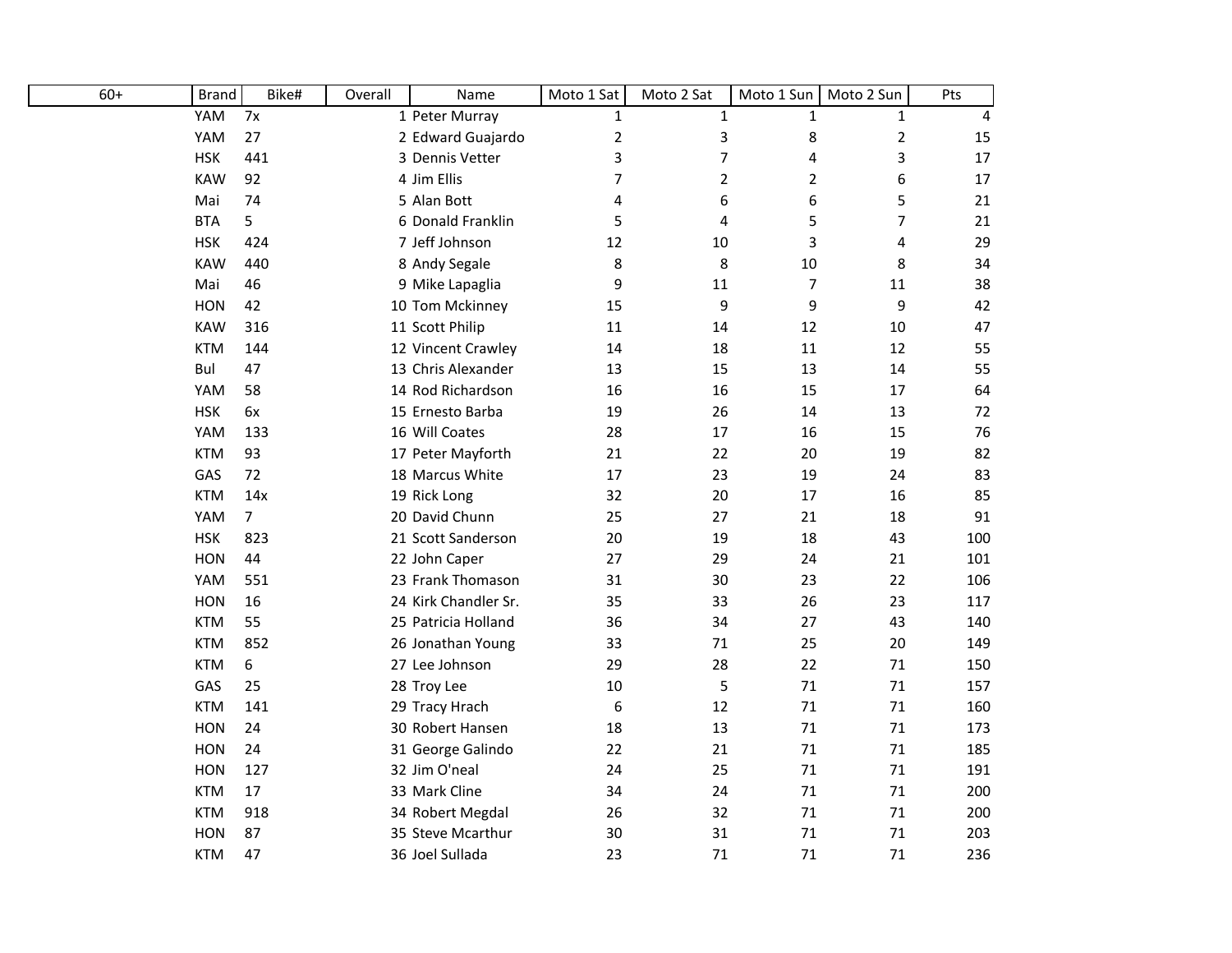| 60+ | Brand | Bike# | Overall | Name | Moto 1 Sat | Moto 2 Sat | Moto 1 Sun | Moto 2 Sun | Pts |
|---|---|---|---|---|---|---|---|---|---|
| | YAM | 7x | 1 | Peter Murray | 1 | 1 | 1 | 1 | 4 |
| | YAM | 27 | 2 | Edward Guajardo | 2 | 3 | 8 | 2 | 15 |
| | HSK | 441 | 3 | Dennis Vetter | 3 | 7 | 4 | 3 | 17 |
| | KAW | 92 | 4 | Jim Ellis | 7 | 2 | 2 | 6 | 17 |
| | Mai | 74 | 5 | Alan Bott | 4 | 6 | 6 | 5 | 21 |
| | BTA | 5 | 6 | Donald Franklin | 5 | 4 | 5 | 7 | 21 |
| | HSK | 424 | 7 | Jeff Johnson | 12 | 10 | 3 | 4 | 29 |
| | KAW | 440 | 8 | Andy Segale | 8 | 8 | 10 | 8 | 34 |
| | Mai | 46 | 9 | Mike Lapaglia | 9 | 11 | 7 | 11 | 38 |
| | HON | 42 | 10 | Tom Mckinney | 15 | 9 | 9 | 9 | 42 |
| | KAW | 316 | 11 | Scott Philip | 11 | 14 | 12 | 10 | 47 |
| | KTM | 144 | 12 | Vincent Crawley | 14 | 18 | 11 | 12 | 55 |
| | Bul | 47 | 13 | Chris Alexander | 13 | 15 | 13 | 14 | 55 |
| | YAM | 58 | 14 | Rod Richardson | 16 | 16 | 15 | 17 | 64 |
| | HSK | 6x | 15 | Ernesto Barba | 19 | 26 | 14 | 13 | 72 |
| | YAM | 133 | 16 | Will Coates | 28 | 17 | 16 | 15 | 76 |
| | KTM | 93 | 17 | Peter Mayforth | 21 | 22 | 20 | 19 | 82 |
| | GAS | 72 | 18 | Marcus White | 17 | 23 | 19 | 24 | 83 |
| | KTM | 14x | 19 | Rick Long | 32 | 20 | 17 | 16 | 85 |
| | YAM | 7 | 20 | David Chunn | 25 | 27 | 21 | 18 | 91 |
| | HSK | 823 | 21 | Scott Sanderson | 20 | 19 | 18 | 43 | 100 |
| | HON | 44 | 22 | John Caper | 27 | 29 | 24 | 21 | 101 |
| | YAM | 551 | 23 | Frank Thomason | 31 | 30 | 23 | 22 | 106 |
| | HON | 16 | 24 | Kirk Chandler Sr. | 35 | 33 | 26 | 23 | 117 |
| | KTM | 55 | 25 | Patricia Holland | 36 | 34 | 27 | 43 | 140 |
| | KTM | 852 | 26 | Jonathan Young | 33 | 71 | 25 | 20 | 149 |
| | KTM | 6 | 27 | Lee Johnson | 29 | 28 | 22 | 71 | 150 |
| | GAS | 25 | 28 | Troy Lee | 10 | 5 | 71 | 71 | 157 |
| | KTM | 141 | 29 | Tracy Hrach | 6 | 12 | 71 | 71 | 160 |
| | HON | 24 | 30 | Robert Hansen | 18 | 13 | 71 | 71 | 173 |
| | HON | 24 | 31 | George Galindo | 22 | 21 | 71 | 71 | 185 |
| | HON | 127 | 32 | Jim O'neal | 24 | 25 | 71 | 71 | 191 |
| | KTM | 17 | 33 | Mark Cline | 34 | 24 | 71 | 71 | 200 |
| | KTM | 918 | 34 | Robert Megdal | 26 | 32 | 71 | 71 | 200 |
| | HON | 87 | 35 | Steve Mcarthur | 30 | 31 | 71 | 71 | 203 |
| | KTM | 47 | 36 | Joel Sullada | 23 | 71 | 71 | 71 | 236 |